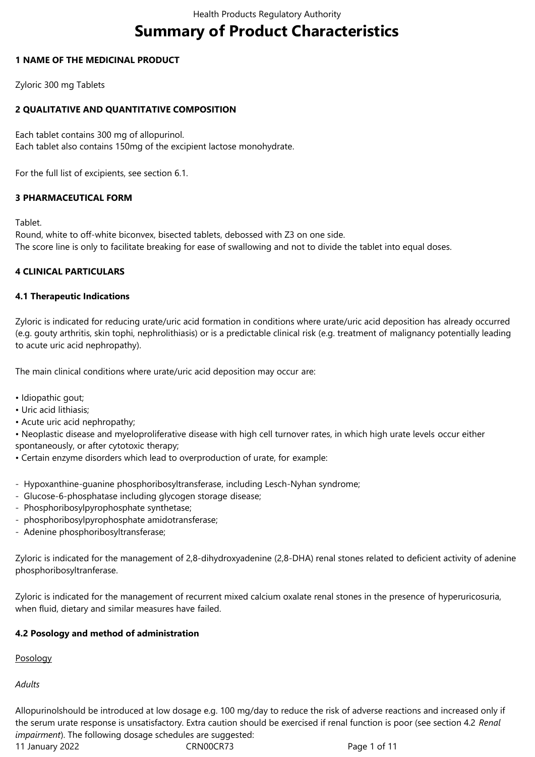# Summary of Product Characteristics

## 1 NAME OF THE MEDICINAL PRODUCT

Zyloric 300 mg Tablets

## 2 QUALITATIVE AND QUANTITATIVE COMPOSITION

Each tablet contains 300 mg of allopurinol.
Each tablet also contains 150mg of the excipient lactose monohydrate.

For the full list of excipients, see section 6.1.

## 3 PHARMACEUTICAL FORM

Tablet.
Round, white to off-white biconvex, bisected tablets, debossed with Z3 on one side.
The score line is only to facilitate breaking for ease of swallowing and not to divide the tablet into equal doses.

## 4 CLINICAL PARTICULARS

### 4.1 Therapeutic Indications

Zyloric is indicated for reducing urate/uric acid formation in conditions where urate/uric acid deposition has already occurred (e.g. gouty arthritis, skin tophi, nephrolithiasis) or is a predictable clinical risk (e.g. treatment of malignancy potentially leading to acute uric acid nephropathy).

The main clinical conditions where urate/uric acid deposition may occur are:

- Idiopathic gout;
- Uric acid lithiasis;
- Acute uric acid nephropathy;
- Neoplastic disease and myeloproliferative disease with high cell turnover rates, in which high urate levels occur either spontaneously, or after cytotoxic therapy;
- Certain enzyme disorders which lead to overproduction of urate, for example:

- Hypoxanthine-guanine phosphoribosyltransferase, including Lesch-Nyhan syndrome;
- Glucose-6-phosphatase including glycogen storage disease;
- Phosphoribosylpyrophosphate synthetase;
- phosphoribosylpyrophosphate amidotransferase;
- Adenine phosphoribosyltransferase;

Zyloric is indicated for the management of 2,8-dihydroxyadenine (2,8-DHA) renal stones related to deficient activity of adenine phosphoribosyltranferase.

Zyloric is indicated for the management of recurrent mixed calcium oxalate renal stones in the presence of hyperuricosuria, when fluid, dietary and similar measures have failed.

### 4.2 Posology and method of administration

<u>Posology</u>

*Adults*

Allopurinolshould be introduced at low dosage e.g. 100 mg/day to reduce the risk of adverse reactions and increased only if the serum urate response is unsatisfactory. Extra caution should be exercised if renal function is poor (see section 4.2 *Renal impairment*). The following dosage schedules are suggested: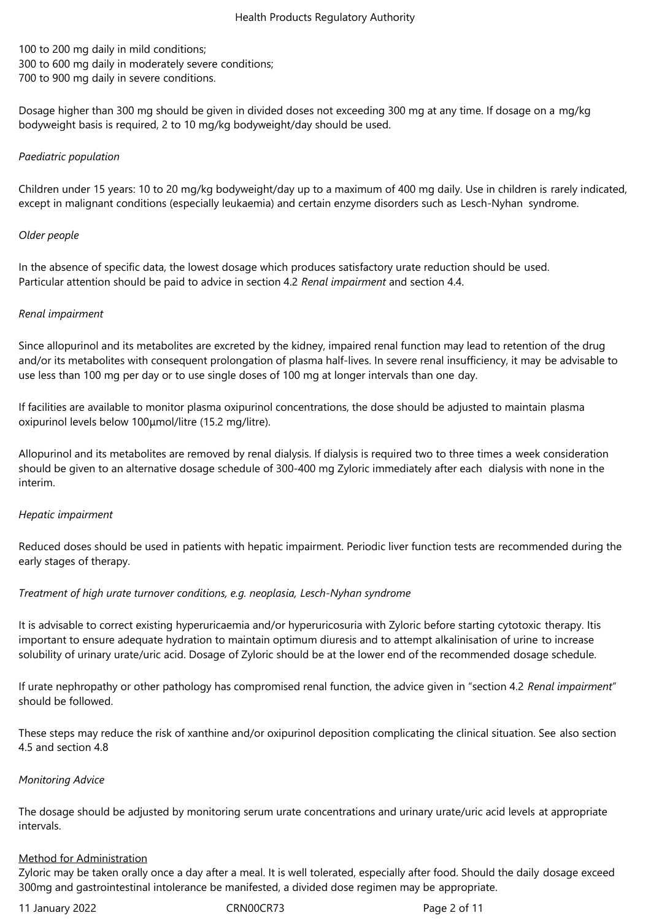100 to 200 mg daily in mild conditions;
300 to 600 mg daily in moderately severe conditions;
700 to 900 mg daily in severe conditions.

Dosage higher than 300 mg should be given in divided doses not exceeding 300 mg at any time. If dosage on a mg/kg bodyweight basis is required, 2 to 10 mg/kg bodyweight/day should be used.

*Paediatric population*

Children under 15 years: 10 to 20 mg/kg bodyweight/day up to a maximum of 400 mg daily. Use in children is rarely indicated, except in malignant conditions (especially leukaemia) and certain enzyme disorders such as Lesch-Nyhan syndrome.

*Older people*

In the absence of specific data, the lowest dosage which produces satisfactory urate reduction should be used.
Particular attention should be paid to advice in section 4.2 *Renal impairment* and section 4.4.

*Renal impairment*

Since allopurinol and its metabolites are excreted by the kidney, impaired renal function may lead to retention of the drug and/or its metabolites with consequent prolongation of plasma half-lives. In severe renal insufficiency, it may be advisable to use less than 100 mg per day or to use single doses of 100 mg at longer intervals than one day.

If facilities are available to monitor plasma oxipurinol concentrations, the dose should be adjusted to maintain plasma oxipurinol levels below 100µmol/litre (15.2 mg/litre).

Allopurinol and its metabolites are removed by renal dialysis. If dialysis is required two to three times a week consideration should be given to an alternative dosage schedule of 300-400 mg Zyloric immediately after each dialysis with none in the interim.

*Hepatic impairment*

Reduced doses should be used in patients with hepatic impairment. Periodic liver function tests are recommended during the early stages of therapy.

*Treatment of high urate turnover conditions, e.g. neoplasia, Lesch-Nyhan syndrome*

It is advisable to correct existing hyperuricaemia and/or hyperuricosuria with Zyloric before starting cytotoxic therapy. Itis important to ensure adequate hydration to maintain optimum diuresis and to attempt alkalinisation of urine to increase solubility of urinary urate/uric acid. Dosage of Zyloric should be at the lower end of the recommended dosage schedule.

If urate nephropathy or other pathology has compromised renal function, the advice given in "section 4.2 *Renal impairment*" should be followed.

These steps may reduce the risk of xanthine and/or oxipurinol deposition complicating the clinical situation. See also section 4.5 and section 4.8

*Monitoring Advice*

The dosage should be adjusted by monitoring serum urate concentrations and urinary urate/uric acid levels at appropriate intervals.

Method for Administration

Zyloric may be taken orally once a day after a meal. It is well tolerated, especially after food. Should the daily dosage exceed 300mg and gastrointestinal intolerance be manifested, a divided dose regimen may be appropriate.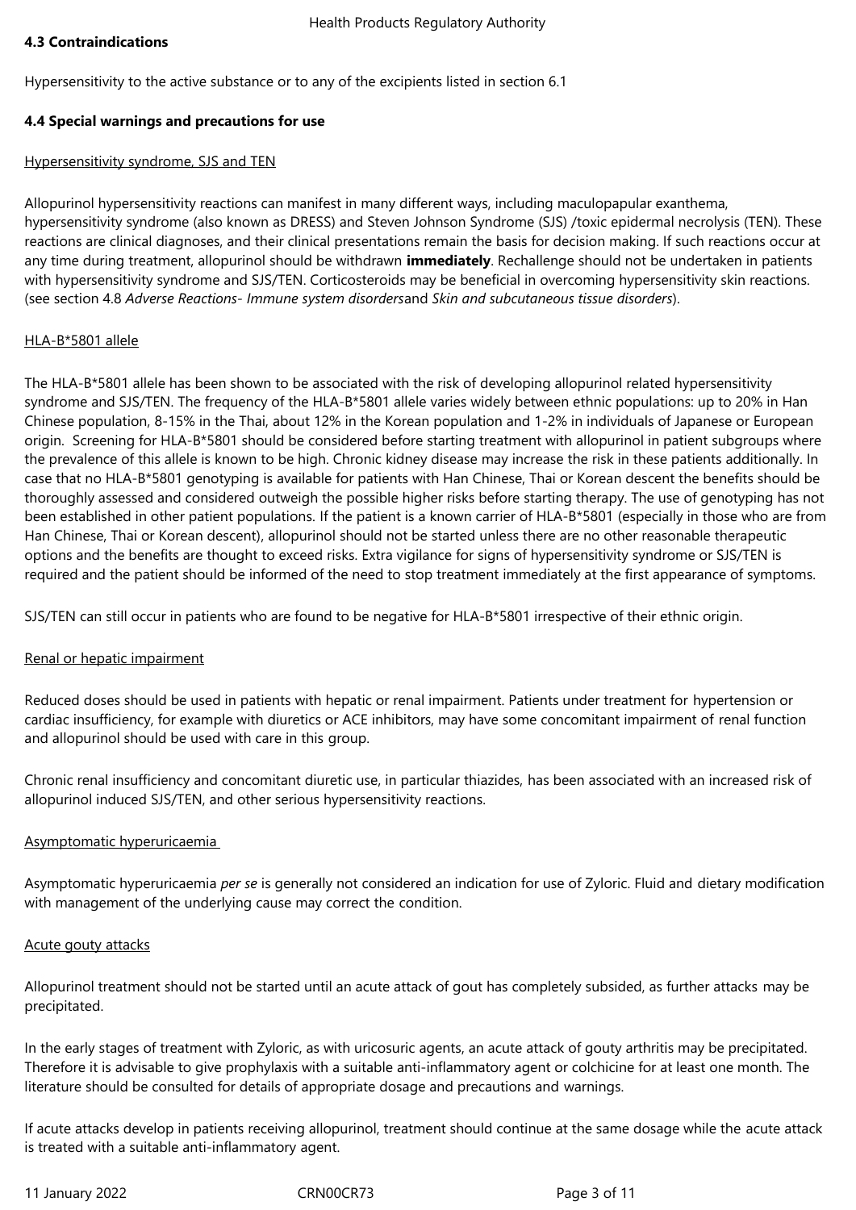### 4.3 Contraindications

Hypersensitivity to the active substance or to any of the excipients listed in section 6.1

### 4.4 Special warnings and precautions for use

Hypersensitivity syndrome, SJS and TEN

Allopurinol hypersensitivity reactions can manifest in many different ways, including maculopapular exanthema, hypersensitivity syndrome (also known as DRESS) and Steven Johnson Syndrome (SJS) /toxic epidermal necrolysis (TEN). These reactions are clinical diagnoses, and their clinical presentations remain the basis for decision making. If such reactions occur at any time during treatment, allopurinol should be withdrawn **immediately**. Rechallenge should not be undertaken in patients with hypersensitivity syndrome and SJS/TEN. Corticosteroids may be beneficial in overcoming hypersensitivity skin reactions. (see section 4.8 *Adverse Reactions- Immune system disorders*and *Skin and subcutaneous tissue disorders*).

HLA-B*5801 allele

The HLA-B*5801 allele has been shown to be associated with the risk of developing allopurinol related hypersensitivity syndrome and SJS/TEN. The frequency of the HLA-B*5801 allele varies widely between ethnic populations: up to 20% in Han Chinese population, 8-15% in the Thai, about 12% in the Korean population and 1-2% in individuals of Japanese or European origin. Screening for HLA-B*5801 should be considered before starting treatment with allopurinol in patient subgroups where the prevalence of this allele is known to be high. Chronic kidney disease may increase the risk in these patients additionally. In case that no HLA-B*5801 genotyping is available for patients with Han Chinese, Thai or Korean descent the benefits should be thoroughly assessed and considered outweigh the possible higher risks before starting therapy. The use of genotyping has not been established in other patient populations. If the patient is a known carrier of HLA-B*5801 (especially in those who are from Han Chinese, Thai or Korean descent), allopurinol should not be started unless there are no other reasonable therapeutic options and the benefits are thought to exceed risks. Extra vigilance for signs of hypersensitivity syndrome or SJS/TEN is required and the patient should be informed of the need to stop treatment immediately at the first appearance of symptoms.

SJS/TEN can still occur in patients who are found to be negative for HLA-B*5801 irrespective of their ethnic origin.

Renal or hepatic impairment

Reduced doses should be used in patients with hepatic or renal impairment. Patients under treatment for hypertension or cardiac insufficiency, for example with diuretics or ACE inhibitors, may have some concomitant impairment of renal function and allopurinol should be used with care in this group.

Chronic renal insufficiency and concomitant diuretic use, in particular thiazides, has been associated with an increased risk of allopurinol induced SJS/TEN, and other serious hypersensitivity reactions.

Asymptomatic hyperuricaemia

Asymptomatic hyperuricaemia *per se* is generally not considered an indication for use of Zyloric. Fluid and dietary modification with management of the underlying cause may correct the condition.

Acute gouty attacks

Allopurinol treatment should not be started until an acute attack of gout has completely subsided, as further attacks may be precipitated.

In the early stages of treatment with Zyloric, as with uricosuric agents, an acute attack of gouty arthritis may be precipitated. Therefore it is advisable to give prophylaxis with a suitable anti-inflammatory agent or colchicine for at least one month. The literature should be consulted for details of appropriate dosage and precautions and warnings.

If acute attacks develop in patients receiving allopurinol, treatment should continue at the same dosage while the acute attack is treated with a suitable anti-inflammatory agent.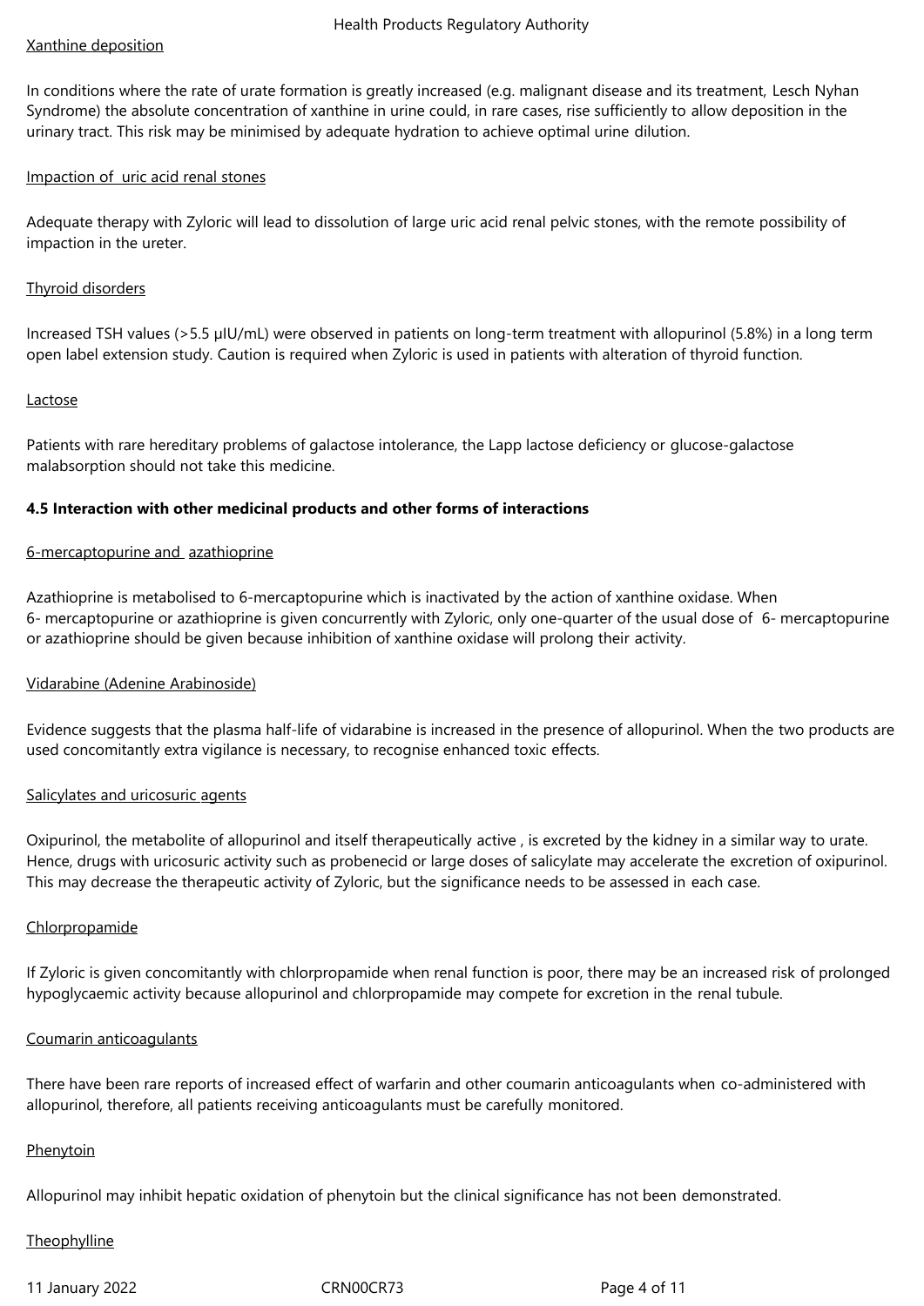Xanthine deposition

In conditions where the rate of urate formation is greatly increased (e.g. malignant disease and its treatment, Lesch Nyhan Syndrome) the absolute concentration of xanthine in urine could, in rare cases, rise sufficiently to allow deposition in the urinary tract. This risk may be minimised by adequate hydration to achieve optimal urine dilution.

Impaction of uric acid renal stones

Adequate therapy with Zyloric will lead to dissolution of large uric acid renal pelvic stones, with the remote possibility of impaction in the ureter.

Thyroid disorders

Increased TSH values (>5.5 µIU/mL) were observed in patients on long-term treatment with allopurinol (5.8%) in a long term open label extension study. Caution is required when Zyloric is used in patients with alteration of thyroid function.

Lactose

Patients with rare hereditary problems of galactose intolerance, the Lapp lactose deficiency or glucose-galactose malabsorption should not take this medicine.

**4.5 Interaction with other medicinal products and other forms of interactions**

6-mercaptopurine and azathioprine

Azathioprine is metabolised to 6-mercaptopurine which is inactivated by the action of xanthine oxidase. When 6- mercaptopurine or azathioprine is given concurrently with Zyloric, only one-quarter of the usual dose of 6- mercaptopurine or azathioprine should be given because inhibition of xanthine oxidase will prolong their activity.

Vidarabine (Adenine Arabinoside)

Evidence suggests that the plasma half-life of vidarabine is increased in the presence of allopurinol. When the two products are used concomitantly extra vigilance is necessary, to recognise enhanced toxic effects.

Salicylates and uricosuric agents

Oxipurinol, the metabolite of allopurinol and itself therapeutically active , is excreted by the kidney in a similar way to urate. Hence, drugs with uricosuric activity such as probenecid or large doses of salicylate may accelerate the excretion of oxipurinol. This may decrease the therapeutic activity of Zyloric, but the significance needs to be assessed in each case.

Chlorpropamide

If Zyloric is given concomitantly with chlorpropamide when renal function is poor, there may be an increased risk of prolonged hypoglycaemic activity because allopurinol and chlorpropamide may compete for excretion in the renal tubule.

Coumarin anticoagulants

There have been rare reports of increased effect of warfarin and other coumarin anticoagulants when co-administered with allopurinol, therefore, all patients receiving anticoagulants must be carefully monitored.

Phenytoin

Allopurinol may inhibit hepatic oxidation of phenytoin but the clinical significance has not been demonstrated.

Theophylline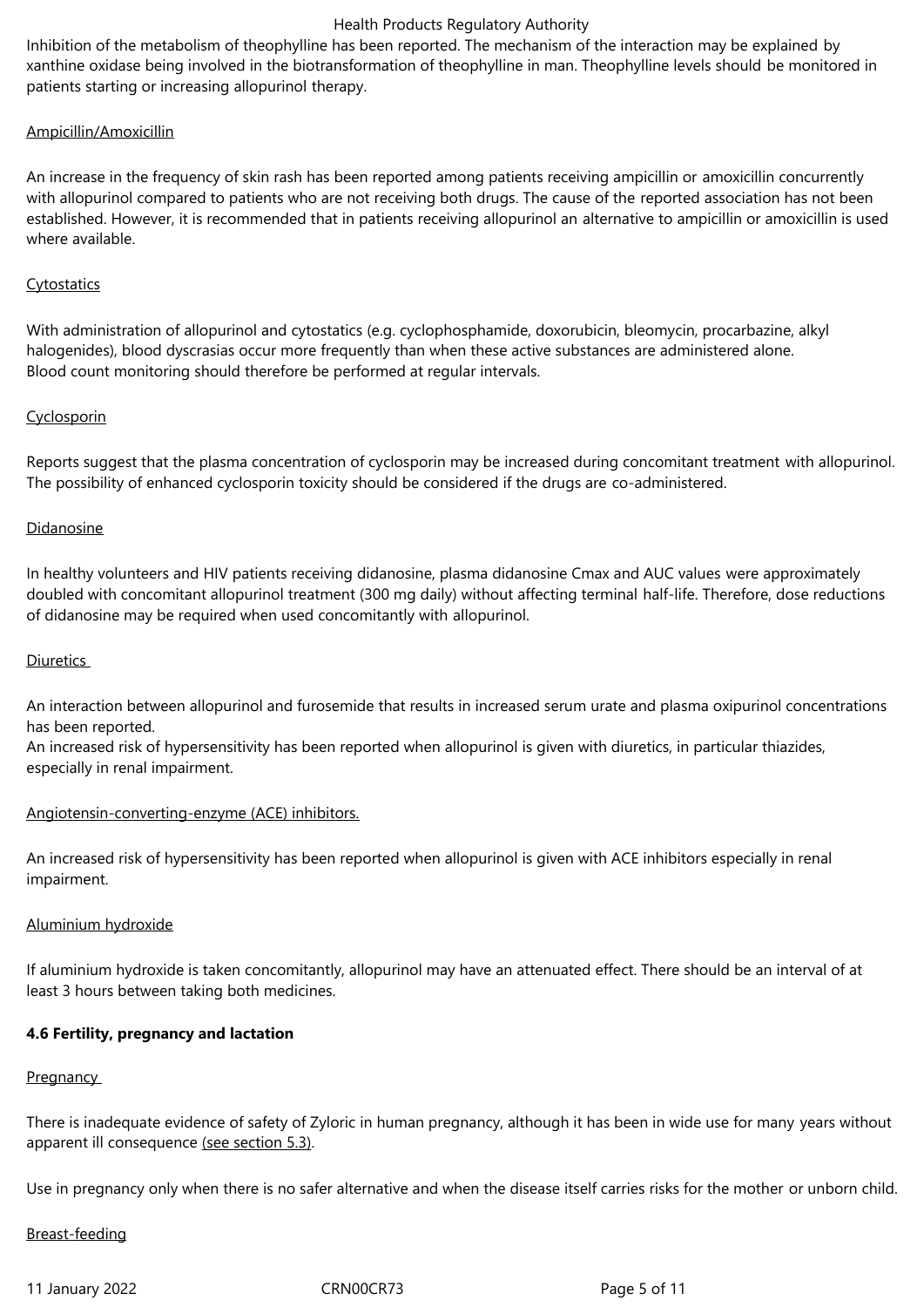Inhibition of the metabolism of theophylline has been reported. The mechanism of the interaction may be explained by xanthine oxidase being involved in the biotransformation of theophylline in man. Theophylline levels should be monitored in patients starting or increasing allopurinol therapy.

Ampicillin/Amoxicillin

An increase in the frequency of skin rash has been reported among patients receiving ampicillin or amoxicillin concurrently with allopurinol compared to patients who are not receiving both drugs. The cause of the reported association has not been established. However, it is recommended that in patients receiving allopurinol an alternative to ampicillin or amoxicillin is used where available.

Cytostatics

With administration of allopurinol and cytostatics (e.g. cyclophosphamide, doxorubicin, bleomycin, procarbazine, alkyl halogenides), blood dyscrasias occur more frequently than when these active substances are administered alone.
Blood count monitoring should therefore be performed at regular intervals.

Cyclosporin

Reports suggest that the plasma concentration of cyclosporin may be increased during concomitant treatment with allopurinol. The possibility of enhanced cyclosporin toxicity should be considered if the drugs are co-administered.

Didanosine

In healthy volunteers and HIV patients receiving didanosine, plasma didanosine Cmax and AUC values were approximately doubled with concomitant allopurinol treatment (300 mg daily) without affecting terminal half-life. Therefore, dose reductions of didanosine may be required when used concomitantly with allopurinol.

Diuretics

An interaction between allopurinol and furosemide that results in increased serum urate and plasma oxipurinol concentrations has been reported.
An increased risk of hypersensitivity has been reported when allopurinol is given with diuretics, in particular thiazides, especially in renal impairment.

Angiotensin-converting-enzyme (ACE) inhibitors.

An increased risk of hypersensitivity has been reported when allopurinol is given with ACE inhibitors especially in renal impairment.

Aluminium hydroxide

If aluminium hydroxide is taken concomitantly, allopurinol may have an attenuated effect. There should be an interval of at least 3 hours between taking both medicines.

**4.6 Fertility, pregnancy and lactation**

Pregnancy

There is inadequate evidence of safety of Zyloric in human pregnancy, although it has been in wide use for many years without apparent ill consequence (see section 5.3).

Use in pregnancy only when there is no safer alternative and when the disease itself carries risks for the mother or unborn child.

Breast-feeding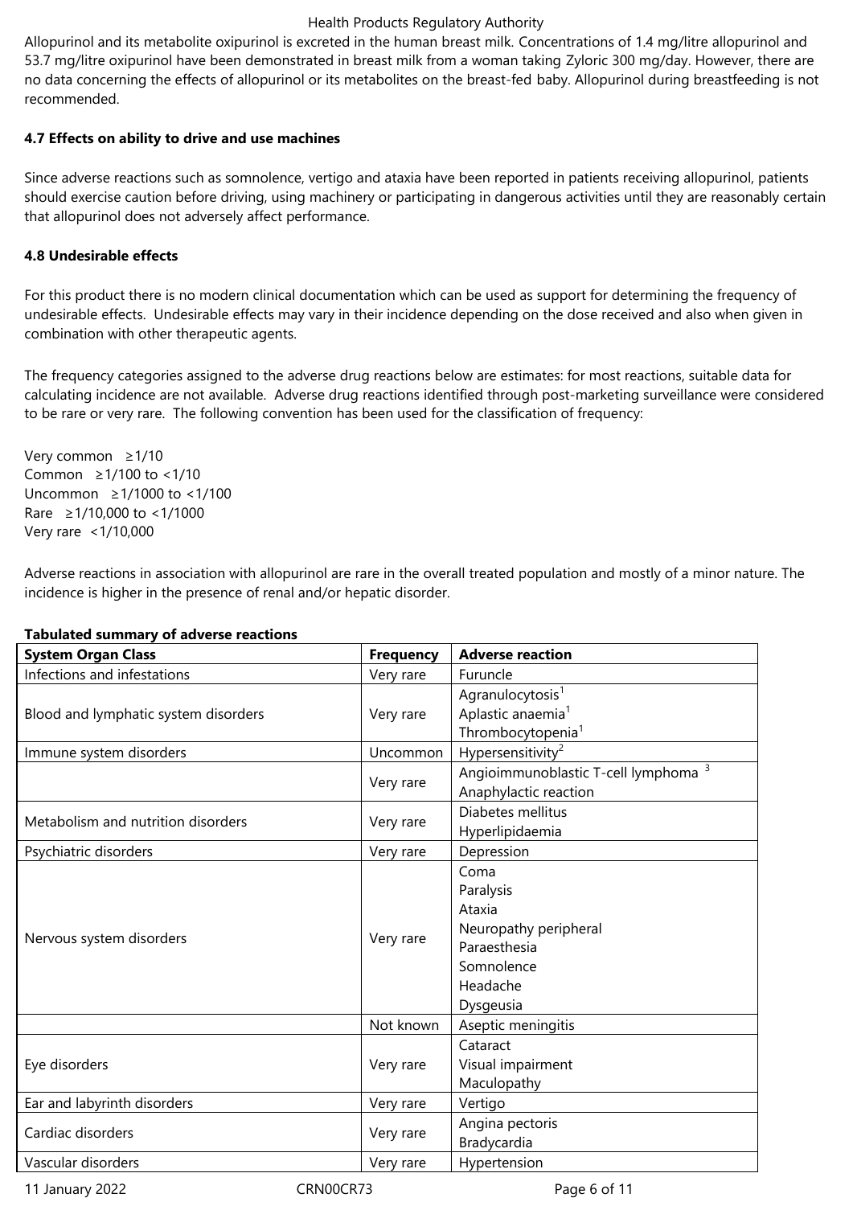Allopurinol and its metabolite oxipurinol is excreted in the human breast milk. Concentrations of 1.4 mg/litre allopurinol and 53.7 mg/litre oxipurinol have been demonstrated in breast milk from a woman taking Zyloric 300 mg/day. However, there are no data concerning the effects of allopurinol or its metabolites on the breast-fed baby. Allopurinol during breastfeeding is not recommended.

### 4.7 Effects on ability to drive and use machines

Since adverse reactions such as somnolence, vertigo and ataxia have been reported in patients receiving allopurinol, patients should exercise caution before driving, using machinery or participating in dangerous activities until they are reasonably certain that allopurinol does not adversely affect performance.

### 4.8 Undesirable effects

For this product there is no modern clinical documentation which can be used as support for determining the frequency of undesirable effects. Undesirable effects may vary in their incidence depending on the dose received and also when given in combination with other therapeutic agents.

The frequency categories assigned to the adverse drug reactions below are estimates: for most reactions, suitable data for calculating incidence are not available. Adverse drug reactions identified through post-marketing surveillance were considered to be rare or very rare. The following convention has been used for the classification of frequency:

Very common ≥1/10
Common ≥1/100 to <1/10
Uncommon ≥1/1000 to <1/100
Rare ≥1/10,000 to <1/1000
Very rare <1/10,000

Adverse reactions in association with allopurinol are rare in the overall treated population and mostly of a minor nature. The incidence is higher in the presence of renal and/or hepatic disorder.

**Tabulated summary of adverse reactions**

| System Organ Class | Frequency | Adverse reaction |
|---|---|---|
| Infections and infestations | Very rare | Furuncle |
| Blood and lymphatic system disorders | Very rare | Agranulocytosis[1]<br>Aplastic anaemia[1]<br>Thrombocytopenia[1] |
| Immune system disorders | Uncommon | Hypersensitivity[2] |
| | Very rare | Angioimmunoblastic T-cell lymphoma [3]<br>Anaphylactic reaction |
| Metabolism and nutrition disorders | Very rare | Diabetes mellitus<br>Hyperlipidaemia |
| Psychiatric disorders | Very rare | Depression |
| Nervous system disorders | Very rare | Coma<br>Paralysis<br>Ataxia<br>Neuropathy peripheral<br>Paraesthesia<br>Somnolence<br>Headache<br>Dysgeusia |
| | Not known | Aseptic meningitis |
| Eye disorders | Very rare | Cataract<br>Visual impairment<br>Maculopathy |
| Ear and labyrinth disorders | Very rare | Vertigo |
| Cardiac disorders | Very rare | Angina pectoris<br>Bradycardia |
| Vascular disorders | Very rare | Hypertension |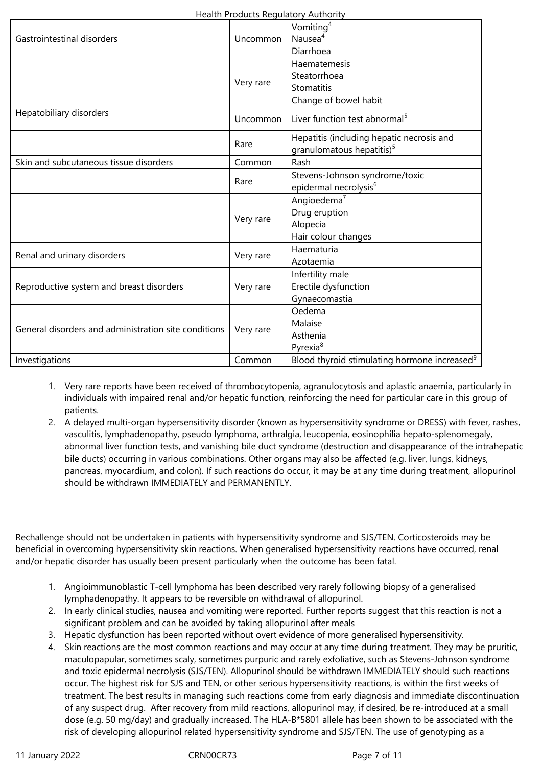| | | |
|---|---|---|
| Gastrointestinal disorders | Uncommon | Vomiting[4]<br>Nausea[4]<br>Diarrhoea |
| | Very rare | Haematemesis<br>Steatorrhoea<br>Stomatitis<br>Change of bowel habit |
| Hepatobiliary disorders | Uncommon | Liver function test abnormal[5] |
| | Rare | Hepatitis (including hepatic necrosis and granulomatous hepatitis)[5] |
| Skin and subcutaneous tissue disorders | Common | Rash |
| | Rare | Stevens-Johnson syndrome/toxic epidermal necrolysis[6] |
| | Very rare | Angioedema[7]<br>Drug eruption<br>Alopecia<br>Hair colour changes |
| Renal and urinary disorders | Very rare | Haematuria<br>Azotaemia |
| Reproductive system and breast disorders | Very rare | Infertility male<br>Erectile dysfunction<br>Gynaecomastia |
| General disorders and administration site conditions | Very rare | Oedema<br>Malaise<br>Asthenia<br>Pyrexia[8] |
| Investigations | Common | Blood thyroid stimulating hormone increased[9] |

1. Very rare reports have been received of thrombocytopenia, agranulocytosis and aplastic anaemia, particularly in individuals with impaired renal and/or hepatic function, reinforcing the need for particular care in this group of patients.
2. A delayed multi-organ hypersensitivity disorder (known as hypersensitivity syndrome or DRESS) with fever, rashes, vasculitis, lymphadenopathy, pseudo lymphoma, arthralgia, leucopenia, eosinophilia hepato-splenomegaly, abnormal liver function tests, and vanishing bile duct syndrome (destruction and disappearance of the intrahepatic bile ducts) occurring in various combinations. Other organs may also be affected (e.g. liver, lungs, kidneys, pancreas, myocardium, and colon). If such reactions do occur, it may be at any time during treatment, allopurinol should be withdrawn IMMEDIATELY and PERMANENTLY.

Rechallenge should not be undertaken in patients with hypersensitivity syndrome and SJS/TEN. Corticosteroids may be beneficial in overcoming hypersensitivity skin reactions. When generalised hypersensitivity reactions have occurred, renal and/or hepatic disorder has usually been present particularly when the outcome has been fatal.

1. Angioimmunoblastic T-cell lymphoma has been described very rarely following biopsy of a generalised lymphadenopathy. It appears to be reversible on withdrawal of allopurinol.
2. In early clinical studies, nausea and vomiting were reported. Further reports suggest that this reaction is not a significant problem and can be avoided by taking allopurinol after meals
3. Hepatic dysfunction has been reported without overt evidence of more generalised hypersensitivity.
4. Skin reactions are the most common reactions and may occur at any time during treatment. They may be pruritic, maculopapular, sometimes scaly, sometimes purpuric and rarely exfoliative, such as Stevens-Johnson syndrome and toxic epidermal necrolysis (SJS/TEN). Allopurinol should be withdrawn IMMEDIATELY should such reactions occur. The highest risk for SJS and TEN, or other serious hypersensitivity reactions, is within the first weeks of treatment. The best results in managing such reactions come from early diagnosis and immediate discontinuation of any suspect drug. After recovery from mild reactions, allopurinol may, if desired, be re-introduced at a small dose (e.g. 50 mg/day) and gradually increased. The HLA-B*5801 allele has been shown to be associated with the risk of developing allopurinol related hypersensitivity syndrome and SJS/TEN. The use of genotyping as a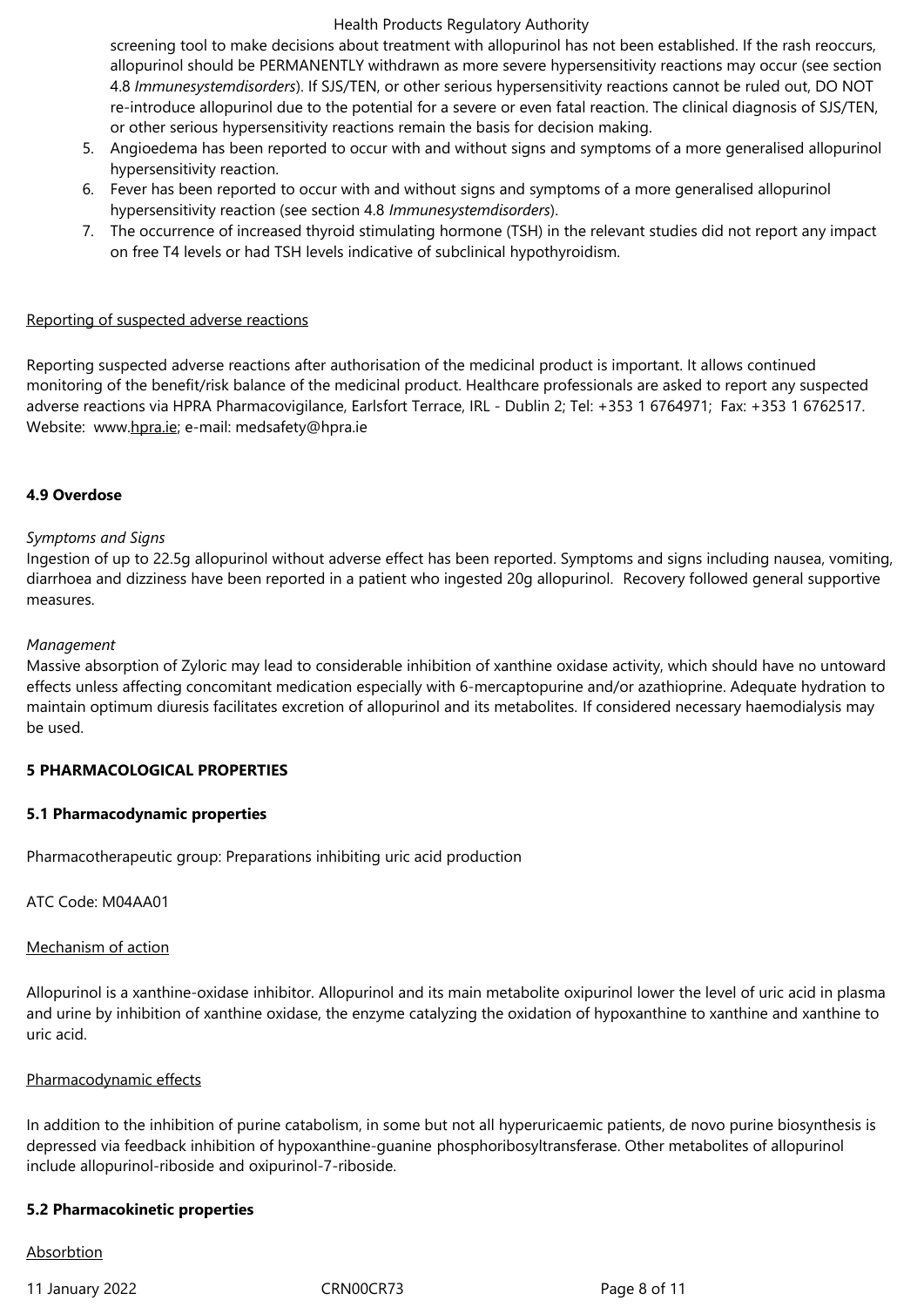screening tool to make decisions about treatment with allopurinol has not been established. If the rash reoccurs, allopurinol should be PERMANENTLY withdrawn as more severe hypersensitivity reactions may occur (see section 4.8 *Immunesystemdisorders*). If SJS/TEN, or other serious hypersensitivity reactions cannot be ruled out, DO NOT re-introduce allopurinol due to the potential for a severe or even fatal reaction. The clinical diagnosis of SJS/TEN, or other serious hypersensitivity reactions remain the basis for decision making.

5. Angioedema has been reported to occur with and without signs and symptoms of a more generalised allopurinol hypersensitivity reaction.
6. Fever has been reported to occur with and without signs and symptoms of a more generalised allopurinol hypersensitivity reaction (see section 4.8 *Immunesystemdisorders*).
7. The occurrence of increased thyroid stimulating hormone (TSH) in the relevant studies did not report any impact on free T4 levels or had TSH levels indicative of subclinical hypothyroidism.

Reporting of suspected adverse reactions

Reporting suspected adverse reactions after authorisation of the medicinal product is important. It allows continued monitoring of the benefit/risk balance of the medicinal product. Healthcare professionals are asked to report any suspected adverse reactions via HPRA Pharmacovigilance, Earlsfort Terrace, IRL - Dublin 2; Tel: +353 1 6764971; Fax: +353 1 6762517. Website: www.hpra.ie; e-mail: medsafety@hpra.ie

**4.9 Overdose**

*Symptoms and Signs*

Ingestion of up to 22.5g allopurinol without adverse effect has been reported. Symptoms and signs including nausea, vomiting, diarrhoea and dizziness have been reported in a patient who ingested 20g allopurinol. Recovery followed general supportive measures.

*Management*

Massive absorption of Zyloric may lead to considerable inhibition of xanthine oxidase activity, which should have no untoward effects unless affecting concomitant medication especially with 6-mercaptopurine and/or azathioprine. Adequate hydration to maintain optimum diuresis facilitates excretion of allopurinol and its metabolites. If considered necessary haemodialysis may be used.

**5 PHARMACOLOGICAL PROPERTIES**

**5.1 Pharmacodynamic properties**

Pharmacotherapeutic group: Preparations inhibiting uric acid production

ATC Code: M04AA01

Mechanism of action

Allopurinol is a xanthine-oxidase inhibitor. Allopurinol and its main metabolite oxipurinol lower the level of uric acid in plasma and urine by inhibition of xanthine oxidase, the enzyme catalyzing the oxidation of hypoxanthine to xanthine and xanthine to uric acid.

Pharmacodynamic effects

In addition to the inhibition of purine catabolism, in some but not all hyperuricaemic patients, de novo purine biosynthesis is depressed via feedback inhibition of hypoxanthine-guanine phosphoribosyltransferase. Other metabolites of allopurinol include allopurinol-riboside and oxipurinol-7-riboside.

**5.2 Pharmacokinetic properties**

Absorbtion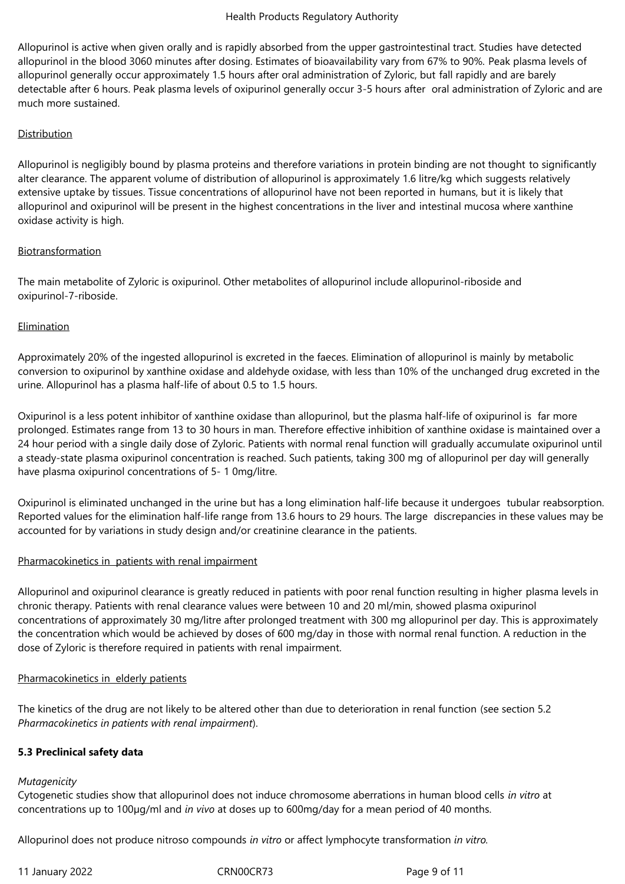Allopurinol is active when given orally and is rapidly absorbed from the upper gastrointestinal tract. Studies have detected allopurinol in the blood 3060 minutes after dosing. Estimates of bioavailability vary from 67% to 90%. Peak plasma levels of allopurinol generally occur approximately 1.5 hours after oral administration of Zyloric, but fall rapidly and are barely detectable after 6 hours. Peak plasma levels of oxipurinol generally occur 3-5 hours after oral administration of Zyloric and are much more sustained.

Distribution

Allopurinol is negligibly bound by plasma proteins and therefore variations in protein binding are not thought to significantly alter clearance. The apparent volume of distribution of allopurinol is approximately 1.6 litre/kg which suggests relatively extensive uptake by tissues. Tissue concentrations of allopurinol have not been reported in humans, but it is likely that allopurinol and oxipurinol will be present in the highest concentrations in the liver and intestinal mucosa where xanthine oxidase activity is high.

Biotransformation

The main metabolite of Zyloric is oxipurinol. Other metabolites of allopurinol include allopurinol-riboside and oxipurinol-7-riboside.

Elimination

Approximately 20% of the ingested allopurinol is excreted in the faeces. Elimination of allopurinol is mainly by metabolic conversion to oxipurinol by xanthine oxidase and aldehyde oxidase, with less than 10% of the unchanged drug excreted in the urine. Allopurinol has a plasma half-life of about 0.5 to 1.5 hours.

Oxipurinol is a less potent inhibitor of xanthine oxidase than allopurinol, but the plasma half-life of oxipurinol is far more prolonged. Estimates range from 13 to 30 hours in man. Therefore effective inhibition of xanthine oxidase is maintained over a 24 hour period with a single daily dose of Zyloric. Patients with normal renal function will gradually accumulate oxipurinol until a steady-state plasma oxipurinol concentration is reached. Such patients, taking 300 mg of allopurinol per day will generally have plasma oxipurinol concentrations of 5- 1 0mg/litre.

Oxipurinol is eliminated unchanged in the urine but has a long elimination half-life because it undergoes tubular reabsorption. Reported values for the elimination half-life range from 13.6 hours to 29 hours. The large discrepancies in these values may be accounted for by variations in study design and/or creatinine clearance in the patients.

Pharmacokinetics in patients with renal impairment

Allopurinol and oxipurinol clearance is greatly reduced in patients with poor renal function resulting in higher plasma levels in chronic therapy. Patients with renal clearance values were between 10 and 20 ml/min, showed plasma oxipurinol concentrations of approximately 30 mg/litre after prolonged treatment with 300 mg allopurinol per day. This is approximately the concentration which would be achieved by doses of 600 mg/day in those with normal renal function. A reduction in the dose of Zyloric is therefore required in patients with renal impairment.

Pharmacokinetics in elderly patients

The kinetics of the drug are not likely to be altered other than due to deterioration in renal function (see section 5.2 *Pharmacokinetics in patients with renal impairment*).

**5.3 Preclinical safety data**

*Mutagenicity*

Cytogenetic studies show that allopurinol does not induce chromosome aberrations in human blood cells *in vitro* at concentrations up to 100µg/ml and *in vivo* at doses up to 600mg/day for a mean period of 40 months.

Allopurinol does not produce nitroso compounds *in vitro* or affect lymphocyte transformation *in vitro.*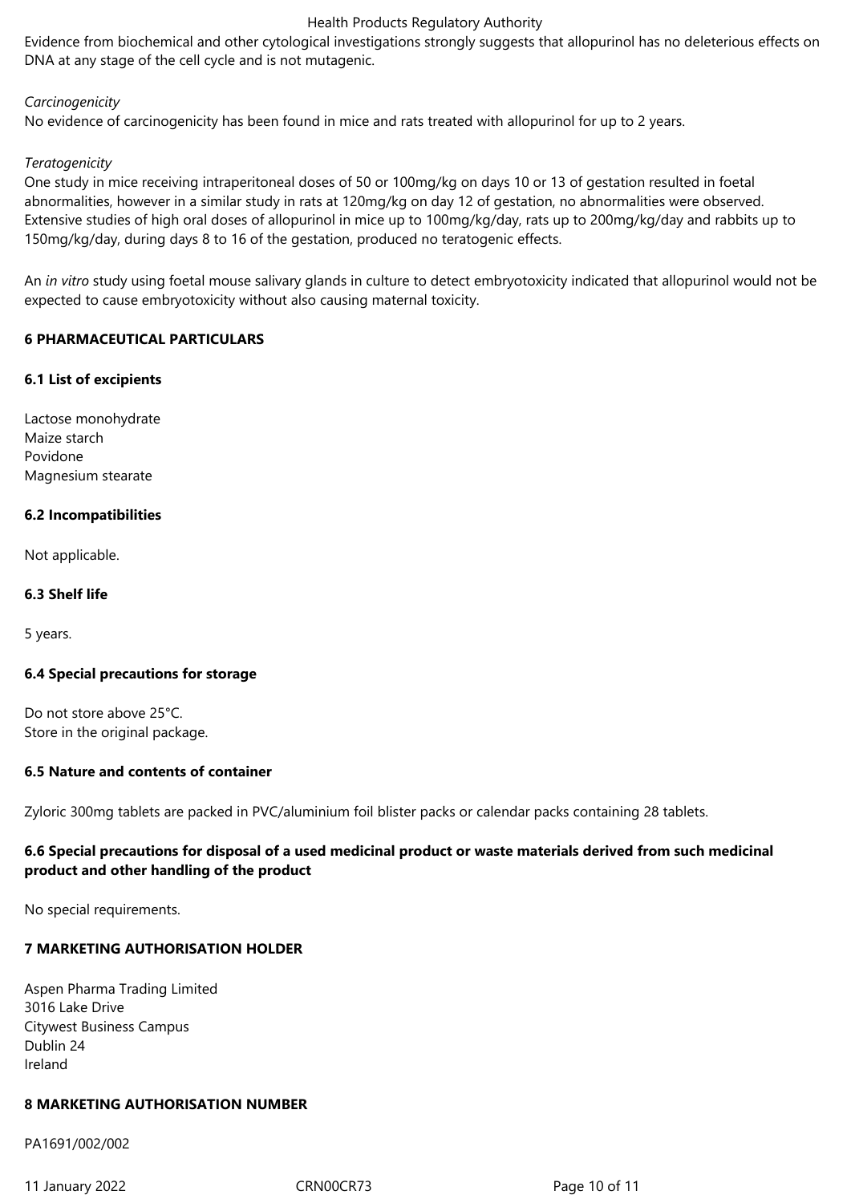Evidence from biochemical and other cytological investigations strongly suggests that allopurinol has no deleterious effects on DNA at any stage of the cell cycle and is not mutagenic.

*Carcinogenicity*

No evidence of carcinogenicity has been found in mice and rats treated with allopurinol for up to 2 years.

*Teratogenicity*

One study in mice receiving intraperitoneal doses of 50 or 100mg/kg on days 10 or 13 of gestation resulted in foetal abnormalities, however in a similar study in rats at 120mg/kg on day 12 of gestation, no abnormalities were observed. Extensive studies of high oral doses of allopurinol in mice up to 100mg/kg/day, rats up to 200mg/kg/day and rabbits up to 150mg/kg/day, during days 8 to 16 of the gestation, produced no teratogenic effects.

An *in vitro* study using foetal mouse salivary glands in culture to detect embryotoxicity indicated that allopurinol would not be expected to cause embryotoxicity without also causing maternal toxicity.

## 6 PHARMACEUTICAL PARTICULARS

### 6.1 List of excipients

Lactose monohydrate
Maize starch
Povidone
Magnesium stearate

### 6.2 Incompatibilities

Not applicable.

### 6.3 Shelf life

5 years.

### 6.4 Special precautions for storage

Do not store above 25°C.
Store in the original package.

### 6.5 Nature and contents of container

Zyloric 300mg tablets are packed in PVC/aluminium foil blister packs or calendar packs containing 28 tablets.

### 6.6 Special precautions for disposal of a used medicinal product or waste materials derived from such medicinal product and other handling of the product

No special requirements.

## 7 MARKETING AUTHORISATION HOLDER

Aspen Pharma Trading Limited
3016 Lake Drive
Citywest Business Campus
Dublin 24
Ireland

## 8 MARKETING AUTHORISATION NUMBER

PA1691/002/002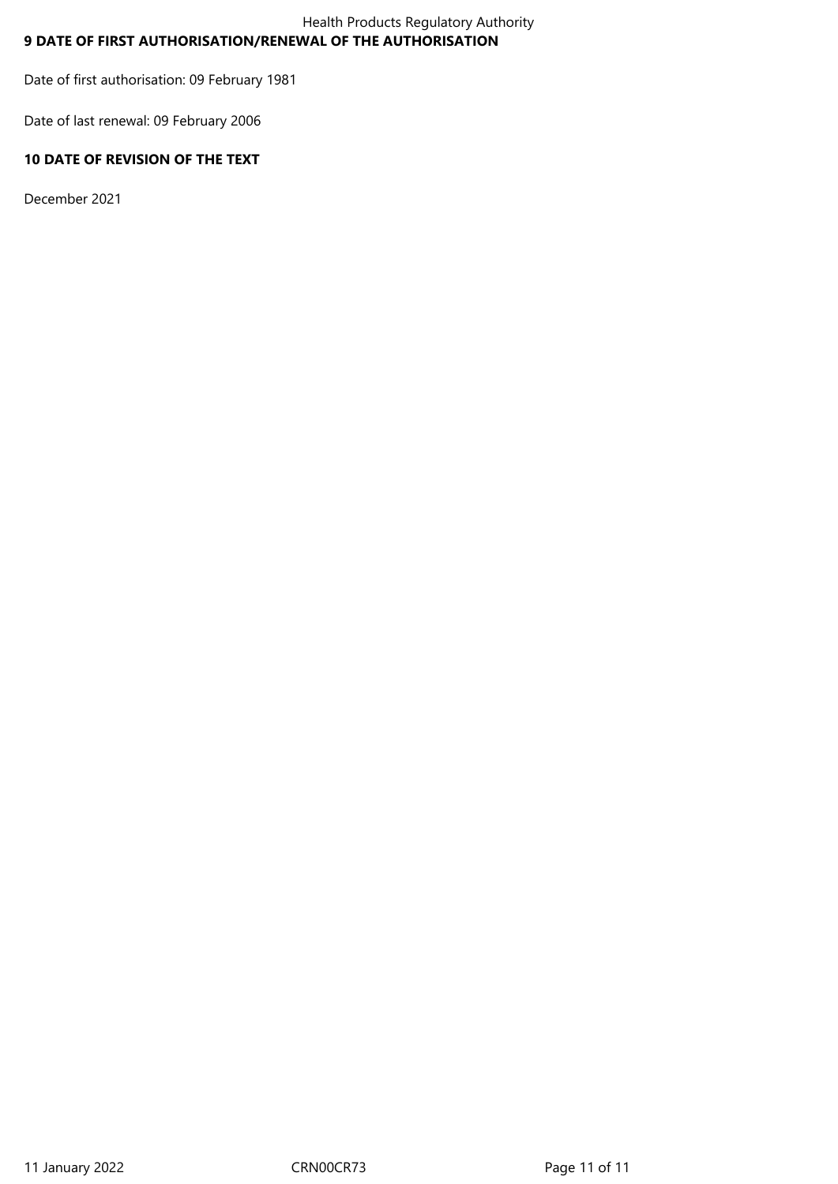## 9 DATE OF FIRST AUTHORISATION/RENEWAL OF THE AUTHORISATION

Date of first authorisation: 09 February 1981

Date of last renewal: 09 February 2006

## 10 DATE OF REVISION OF THE TEXT

December 2021